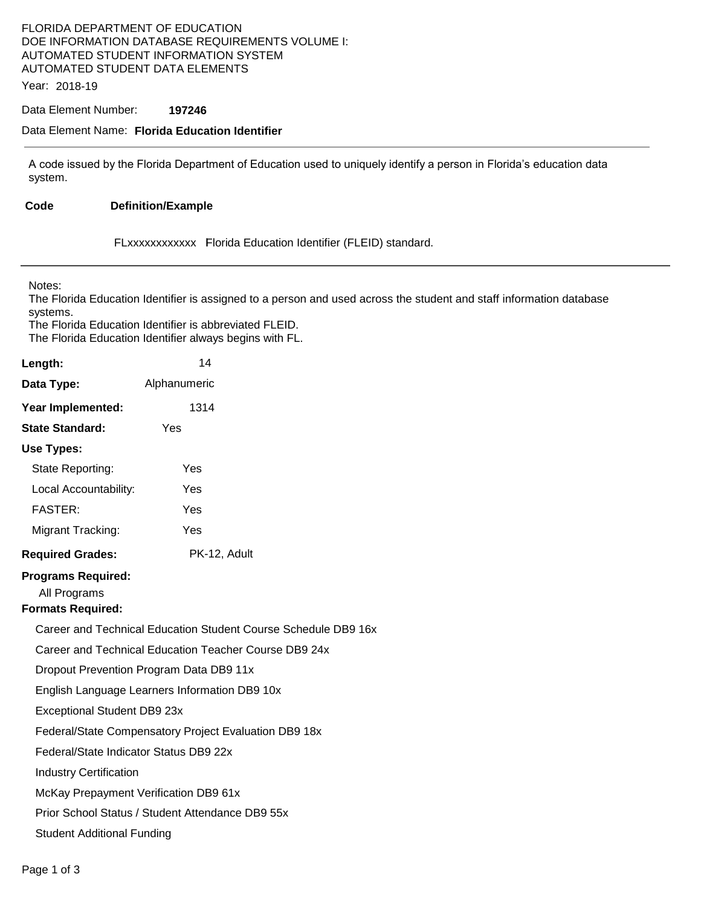FLORIDA DEPARTMENT OF EDUCATION
DOE INFORMATION DATABASE REQUIREMENTS VOLUME I:
AUTOMATED STUDENT INFORMATION SYSTEM
AUTOMATED STUDENT DATA ELEMENTS

Year: 2018-19

Data Element Number: **197246**

Data Element Name: **Florida Education Identifier**

---

A code issued by the Florida Department of Education used to uniquely identify a person in Florida's education data system.

| Code | Definition/Example |
| --- | --- |
| FLxxxxxxxxxxxx | Florida Education Identifier (FLEID) standard. |

---

Notes:
The Florida Education Identifier is assigned to a person and used across the student and staff information database systems.
The Florida Education Identifier is abbreviated FLEID.
The Florida Education Identifier always begins with FL.

**Length:** 14

**Data Type:** Alphanumeric

**Year Implemented:** 1314

**State Standard:** Yes

**Use Types:**

- State Reporting: Yes
- Local Accountability: Yes
- FASTER: Yes
- Migrant Tracking: Yes

**Required Grades:** PK-12, Adult

**Programs Required:**

All Programs

**Formats Required:**

- Career and Technical Education Student Course Schedule DB9 16x
- Career and Technical Education Teacher Course DB9 24x
- Dropout Prevention Program Data DB9 11x
- English Language Learners Information DB9 10x
- Exceptional Student DB9 23x
- Federal/State Compensatory Project Evaluation DB9 18x
- Federal/State Indicator Status DB9 22x
- Industry Certification
- McKay Prepayment Verification DB9 61x
- Prior School Status / Student Attendance DB9 55x
- Student Additional Funding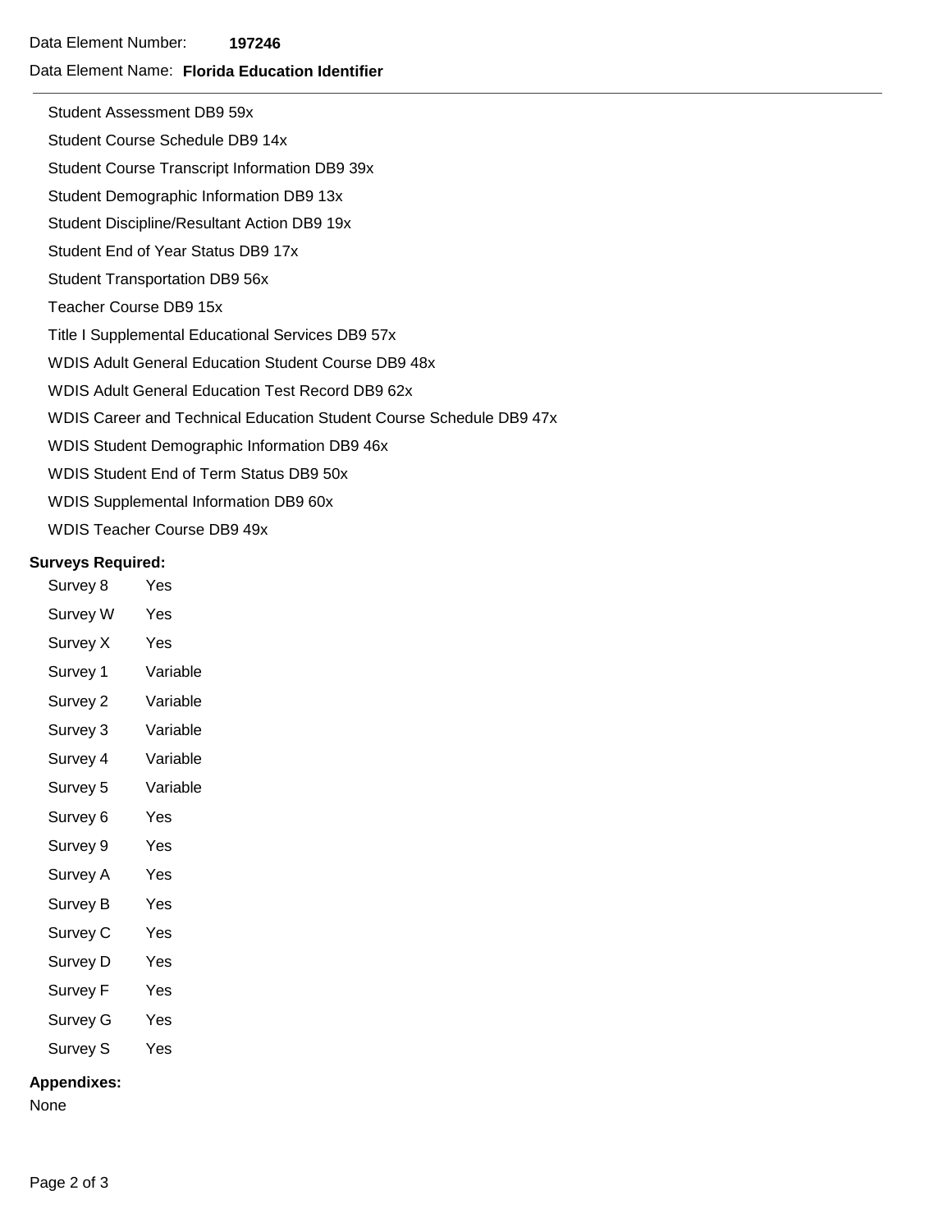Data Element Number: **197246**

Data Element Name: **Florida Education Identifier**

---

Student Assessment DB9 59x

Student Course Schedule DB9 14x

Student Course Transcript Information DB9 39x

Student Demographic Information DB9 13x

Student Discipline/Resultant Action DB9 19x

Student End of Year Status DB9 17x

Student Transportation DB9 56x

Teacher Course DB9 15x

Title I Supplemental Educational Services DB9 57x

WDIS Adult General Education Student Course DB9 48x

WDIS Adult General Education Test Record DB9 62x

WDIS Career and Technical Education Student Course Schedule DB9 47x

WDIS Student Demographic Information DB9 46x

WDIS Student End of Term Status DB9 50x

WDIS Supplemental Information DB9 60x

WDIS Teacher Course DB9 49x

**Surveys Required:**

| | |
|---|---|
| Survey 8 | Yes |
| Survey W | Yes |
| Survey X | Yes |
| Survey 1 | Variable |
| Survey 2 | Variable |
| Survey 3 | Variable |
| Survey 4 | Variable |
| Survey 5 | Variable |
| Survey 6 | Yes |
| Survey 9 | Yes |
| Survey A | Yes |
| Survey B | Yes |
| Survey C | Yes |
| Survey D | Yes |
| Survey F | Yes |
| Survey G | Yes |
| Survey S | Yes |

**Appendixes:**

None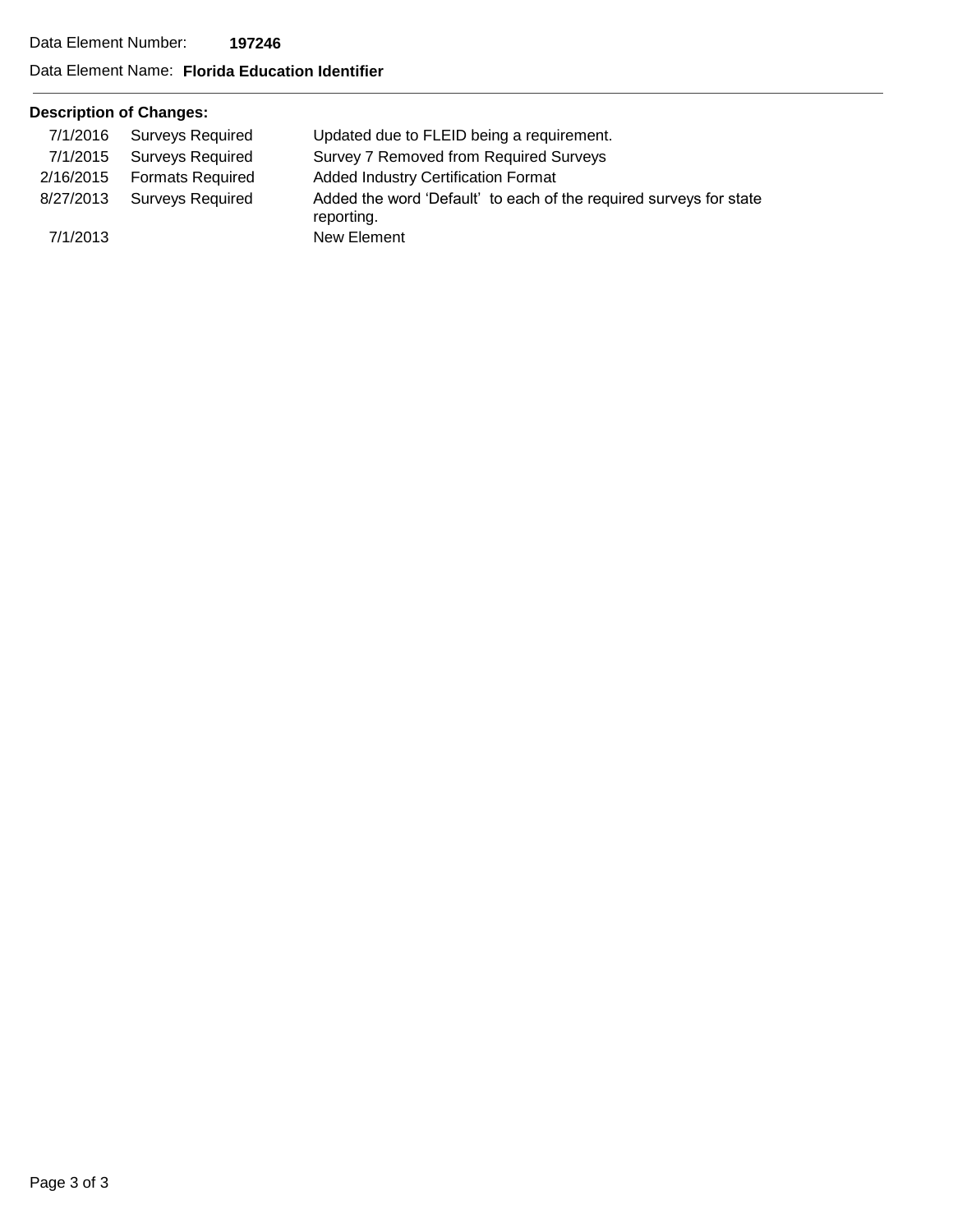Data Element Number: **197246**

Data Element Name: **Florida Education Identifier**

---

**Description of Changes:**

| | | |
|---|---|---|
| 7/1/2016 | Surveys Required | Updated due to FLEID being a requirement. |
| 7/1/2015 | Surveys Required | Survey 7 Removed from Required Surveys |
| 2/16/2015 | Formats Required | Added Industry Certification Format |
| 8/27/2013 | Surveys Required | Added the word 'Default' to each of the required surveys for state reporting. |
| 7/1/2013 | | New Element |